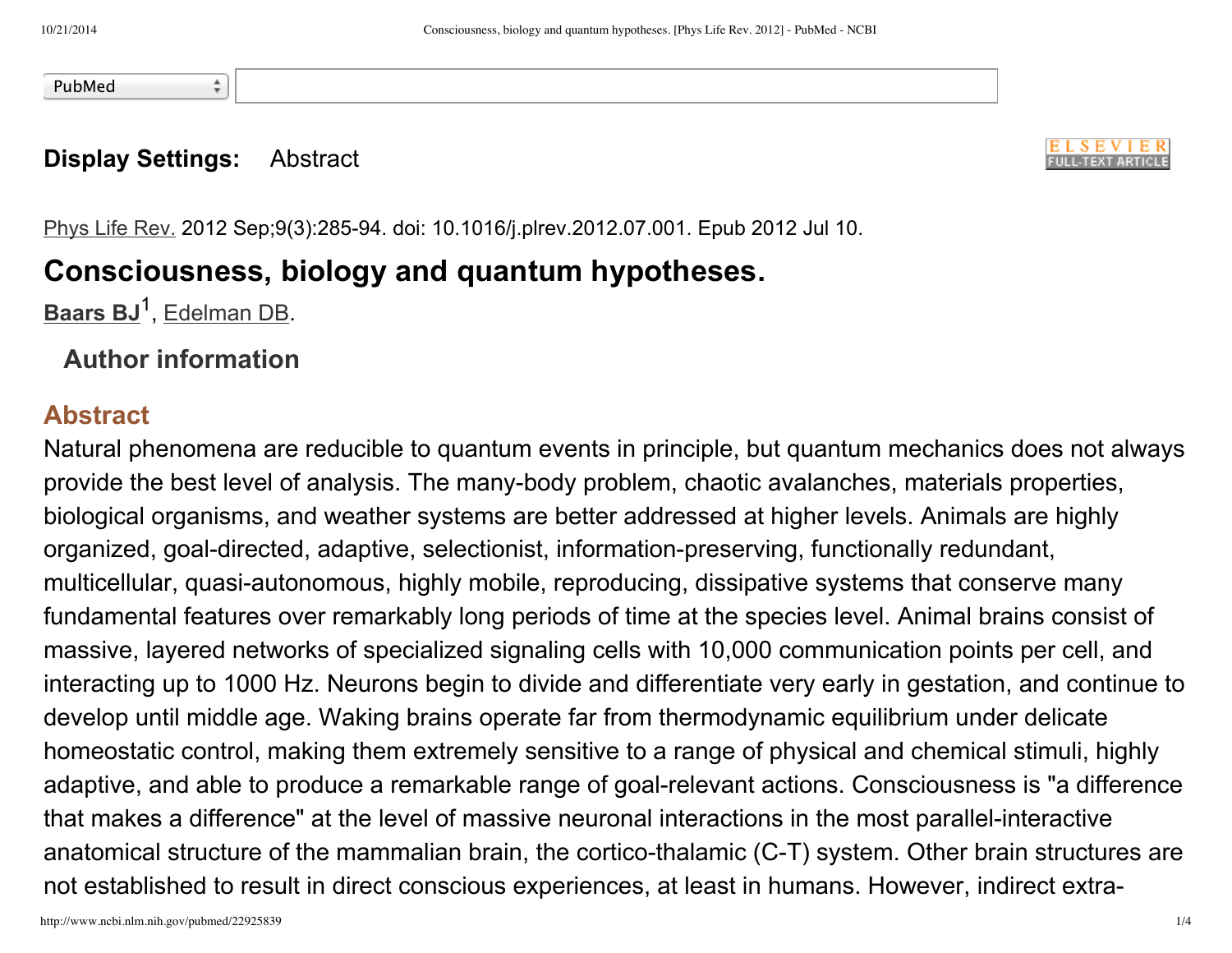PubMed

**Display Settings:** Abstract

Phys Life Rev. 2012 Sep;9(3):285-94. doi: 10.1016/j.plrev.2012.07.001. Epub 2012 Jul 10.

# Consciousness, biology and quantum hypotheses.

**Baars BJ**[1], Edelman DB.

## Author information

## Abstract

Natural phenomena are reducible to quantum events in principle, but quantum mechanics does not always provide the best level of analysis. The many-body problem, chaotic avalanches, materials properties, biological organisms, and weather systems are better addressed at higher levels. Animals are highly organized, goal-directed, adaptive, selectionist, information-preserving, functionally redundant, multicellular, quasi-autonomous, highly mobile, reproducing, dissipative systems that conserve many fundamental features over remarkably long periods of time at the species level. Animal brains consist of massive, layered networks of specialized signaling cells with 10,000 communication points per cell, and interacting up to 1000 Hz. Neurons begin to divide and differentiate very early in gestation, and continue to develop until middle age. Waking brains operate far from thermodynamic equilibrium under delicate homeostatic control, making them extremely sensitive to a range of physical and chemical stimuli, highly adaptive, and able to produce a remarkable range of goal-relevant actions. Consciousness is "a difference that makes a difference" at the level of massive neuronal interactions in the most parallel-interactive anatomical structure of the mammalian brain, the cortico-thalamic (C-T) system. Other brain structures are not established to result in direct conscious experiences, at least in humans. However, indirect extra-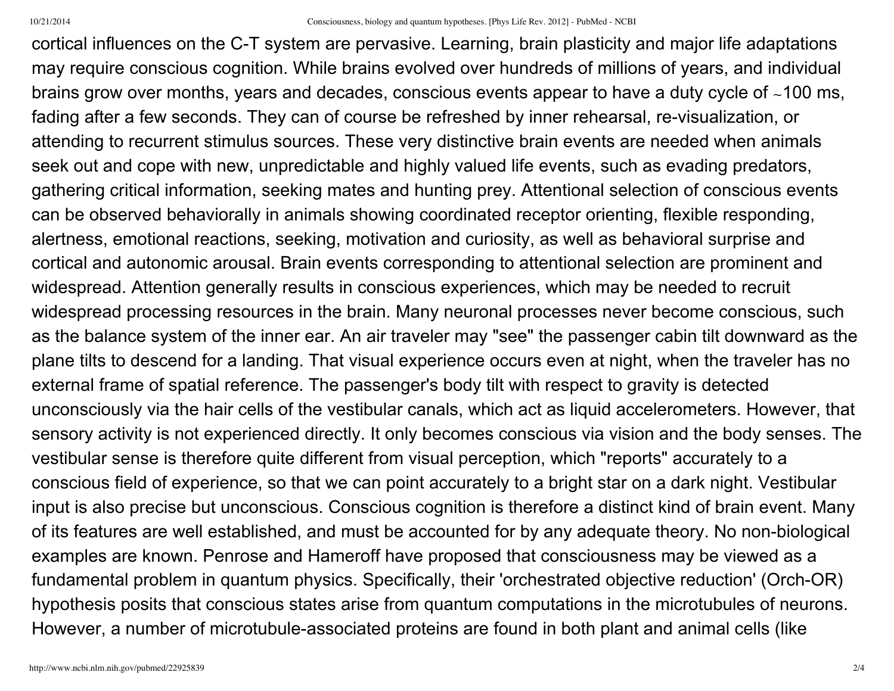cortical influences on the C-T system are pervasive. Learning, brain plasticity and major life adaptations may require conscious cognition. While brains evolved over hundreds of millions of years, and individual brains grow over months, years and decades, conscious events appear to have a duty cycle of ~100 ms, fading after a few seconds. They can of course be refreshed by inner rehearsal, re-visualization, or attending to recurrent stimulus sources. These very distinctive brain events are needed when animals seek out and cope with new, unpredictable and highly valued life events, such as evading predators, gathering critical information, seeking mates and hunting prey. Attentional selection of conscious events can be observed behaviorally in animals showing coordinated receptor orienting, flexible responding, alertness, emotional reactions, seeking, motivation and curiosity, as well as behavioral surprise and cortical and autonomic arousal. Brain events corresponding to attentional selection are prominent and widespread. Attention generally results in conscious experiences, which may be needed to recruit widespread processing resources in the brain. Many neuronal processes never become conscious, such as the balance system of the inner ear. An air traveler may "see" the passenger cabin tilt downward as the plane tilts to descend for a landing. That visual experience occurs even at night, when the traveler has no external frame of spatial reference. The passenger's body tilt with respect to gravity is detected unconsciously via the hair cells of the vestibular canals, which act as liquid accelerometers. However, that sensory activity is not experienced directly. It only becomes conscious via vision and the body senses. The vestibular sense is therefore quite different from visual perception, which "reports" accurately to a conscious field of experience, so that we can point accurately to a bright star on a dark night. Vestibular input is also precise but unconscious. Conscious cognition is therefore a distinct kind of brain event. Many of its features are well established, and must be accounted for by any adequate theory. No non-biological examples are known. Penrose and Hameroff have proposed that consciousness may be viewed as a fundamental problem in quantum physics. Specifically, their 'orchestrated objective reduction' (Orch-OR) hypothesis posits that conscious states arise from quantum computations in the microtubules of neurons. However, a number of microtubule-associated proteins are found in both plant and animal cells (like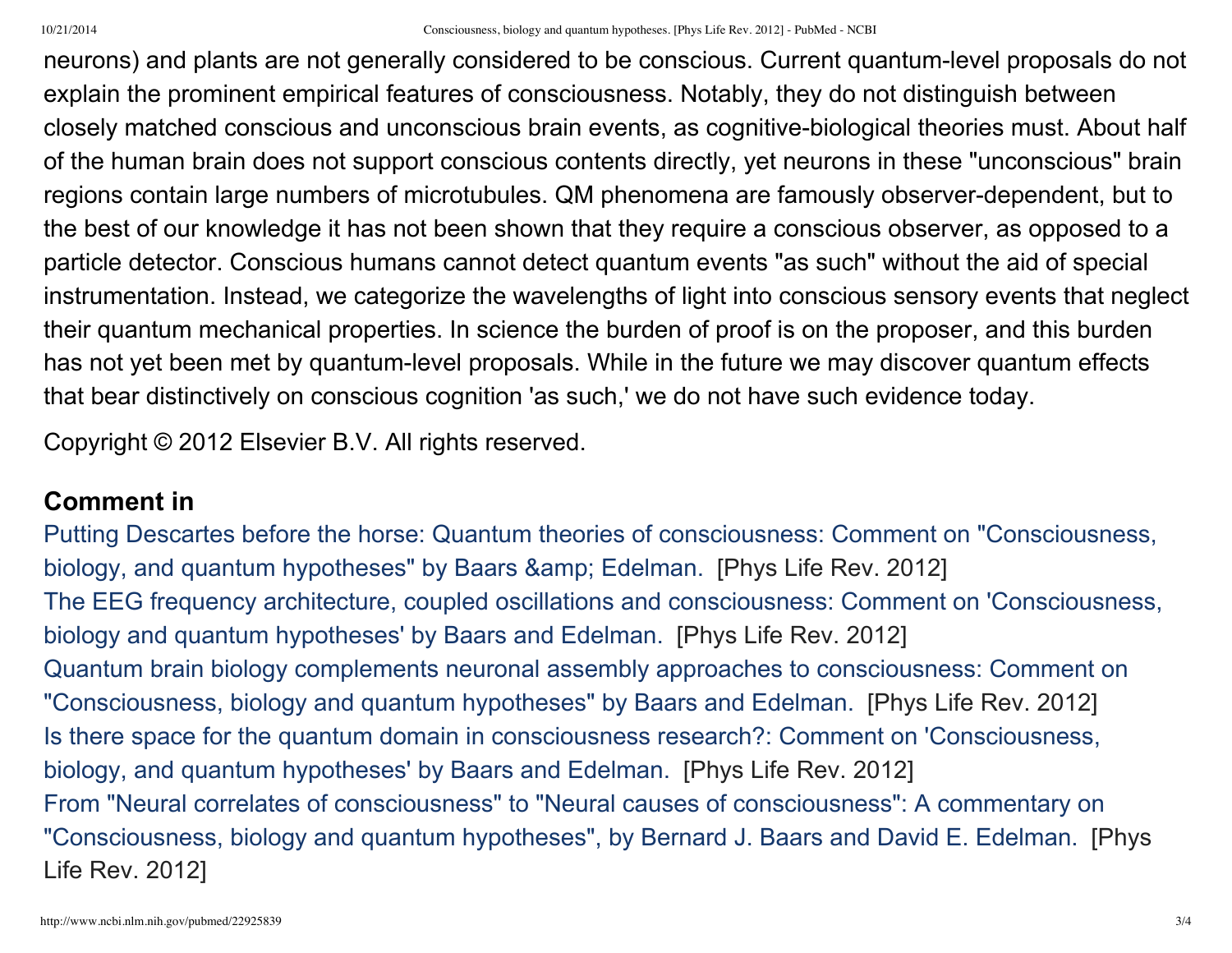neurons) and plants are not generally considered to be conscious. Current quantum-level proposals do not explain the prominent empirical features of consciousness. Notably, they do not distinguish between closely matched conscious and unconscious brain events, as cognitive-biological theories must. About half of the human brain does not support conscious contents directly, yet neurons in these "unconscious" brain regions contain large numbers of microtubules. QM phenomena are famously observer-dependent, but to the best of our knowledge it has not been shown that they require a conscious observer, as opposed to a particle detector. Conscious humans cannot detect quantum events "as such" without the aid of special instrumentation. Instead, we categorize the wavelengths of light into conscious sensory events that neglect their quantum mechanical properties. In science the burden of proof is on the proposer, and this burden has not yet been met by quantum-level proposals. While in the future we may discover quantum effects that bear distinctively on conscious cognition 'as such,' we do not have such evidence today.

Copyright © 2012 Elsevier B.V. All rights reserved.

## Comment in

Putting Descartes before the horse: Quantum theories of consciousness: Comment on "Consciousness, biology, and quantum hypotheses" by Baars &amp; Edelman. [Phys Life Rev. 2012]

The EEG frequency architecture, coupled oscillations and consciousness: Comment on 'Consciousness, biology and quantum hypotheses' by Baars and Edelman. [Phys Life Rev. 2012]

Quantum brain biology complements neuronal assembly approaches to consciousness: Comment on "Consciousness, biology and quantum hypotheses" by Baars and Edelman. [Phys Life Rev. 2012]

Is there space for the quantum domain in consciousness research?: Comment on 'Consciousness, biology, and quantum hypotheses' by Baars and Edelman. [Phys Life Rev. 2012]

From "Neural correlates of consciousness" to "Neural causes of consciousness": A commentary on "Consciousness, biology and quantum hypotheses", by Bernard J. Baars and David E. Edelman. [Phys Life Rev. 2012]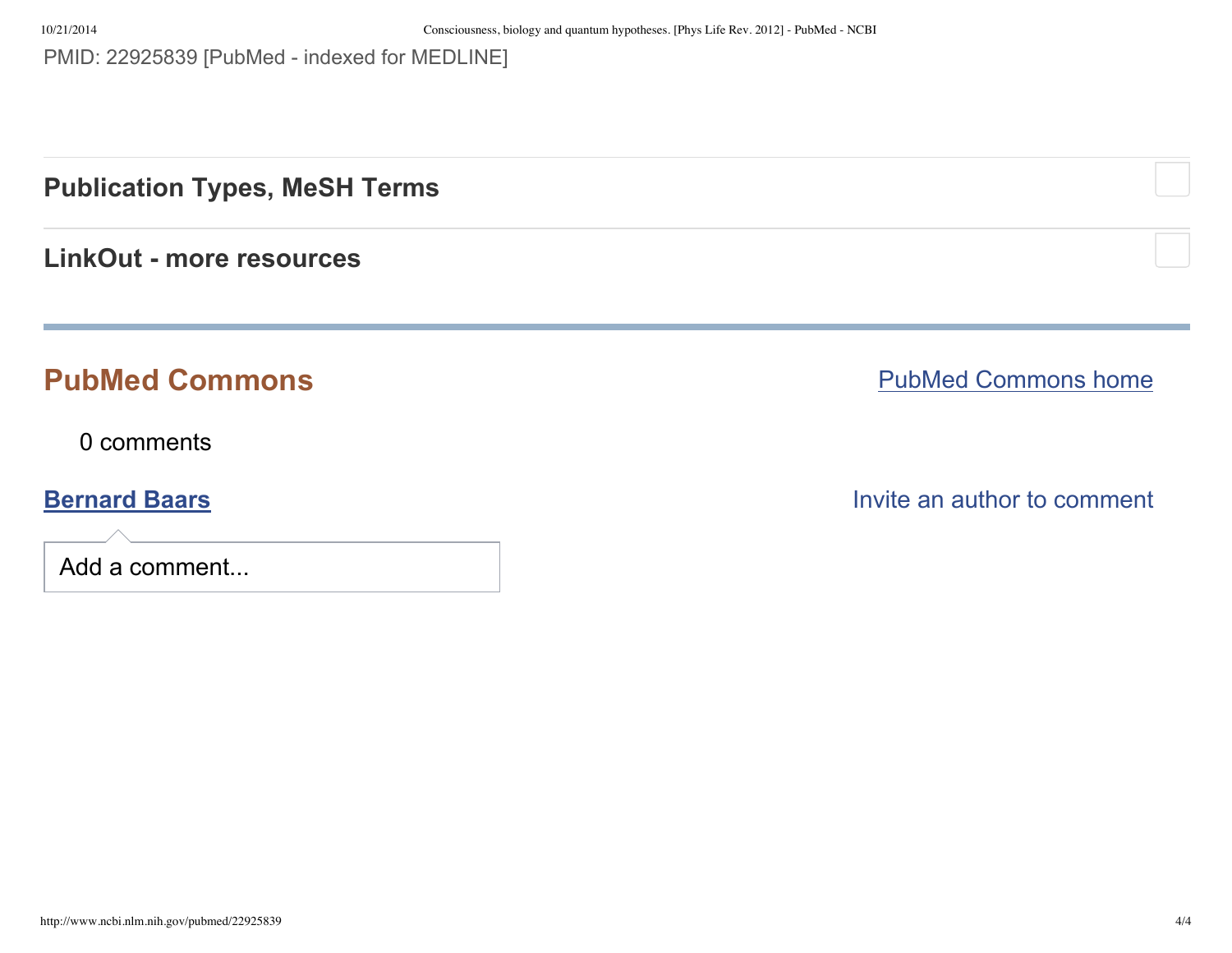PMID: 22925839 [PubMed - indexed for MEDLINE]

## Publication Types, MeSH Terms

## LinkOut - more resources

## PubMed Commons

PubMed Commons home

0 comments

**Bernard Baars**

Invite an author to comment

Add a comment...